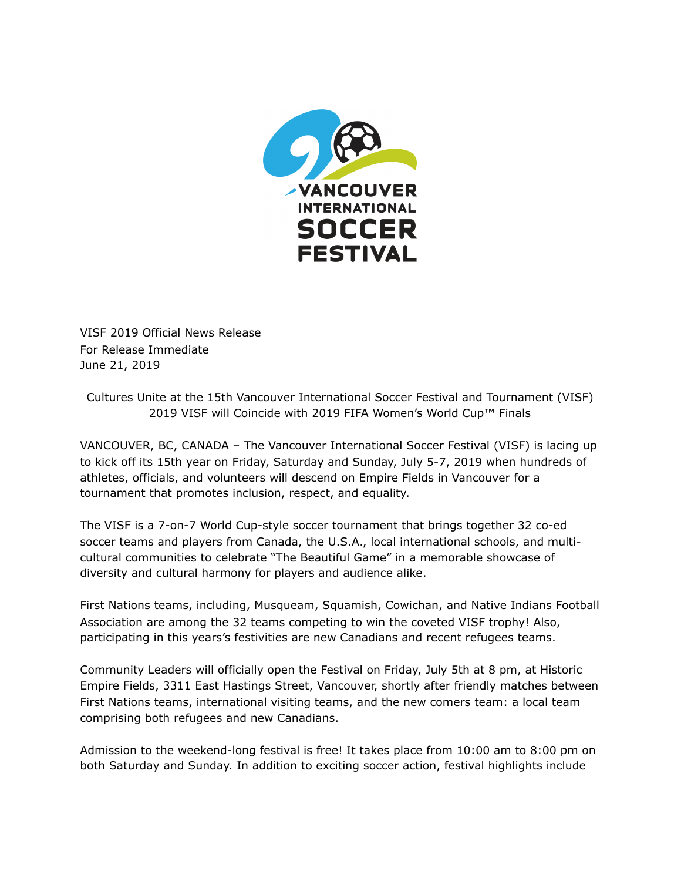VANCOUVER INTERNATIONAL SOCCER FESTIVAL

VISF 2019 Official News Release
For Release Immediate
June 21, 2019

Cultures Unite at the 15th Vancouver International Soccer Festival and Tournament (VISF)
2019 VISF will Coincide with 2019 FIFA Women's World Cup™ Finals

VANCOUVER, BC, CANADA – The Vancouver International Soccer Festival (VISF) is lacing up to kick off its 15th year on Friday, Saturday and Sunday, July 5-7, 2019 when hundreds of athletes, officials, and volunteers will descend on Empire Fields in Vancouver for a tournament that promotes inclusion, respect, and equality.

The VISF is a 7-on-7 World Cup-style soccer tournament that brings together 32 co-ed soccer teams and players from Canada, the U.S.A., local international schools, and multi-cultural communities to celebrate "The Beautiful Game" in a memorable showcase of diversity and cultural harmony for players and audience alike.

First Nations teams, including, Musqueam, Squamish, Cowichan, and Native Indians Football Association are among the 32 teams competing to win the coveted VISF trophy! Also, participating in this years's festivities are new Canadians and recent refugees teams.

Community Leaders will officially open the Festival on Friday, July 5th at 8 pm, at Historic Empire Fields, 3311 East Hastings Street, Vancouver, shortly after friendly matches between First Nations teams, international visiting teams, and the new comers team: a local team comprising both refugees and new Canadians.

Admission to the weekend-long festival is free! It takes place from 10:00 am to 8:00 pm on both Saturday and Sunday. In addition to exciting soccer action, festival highlights include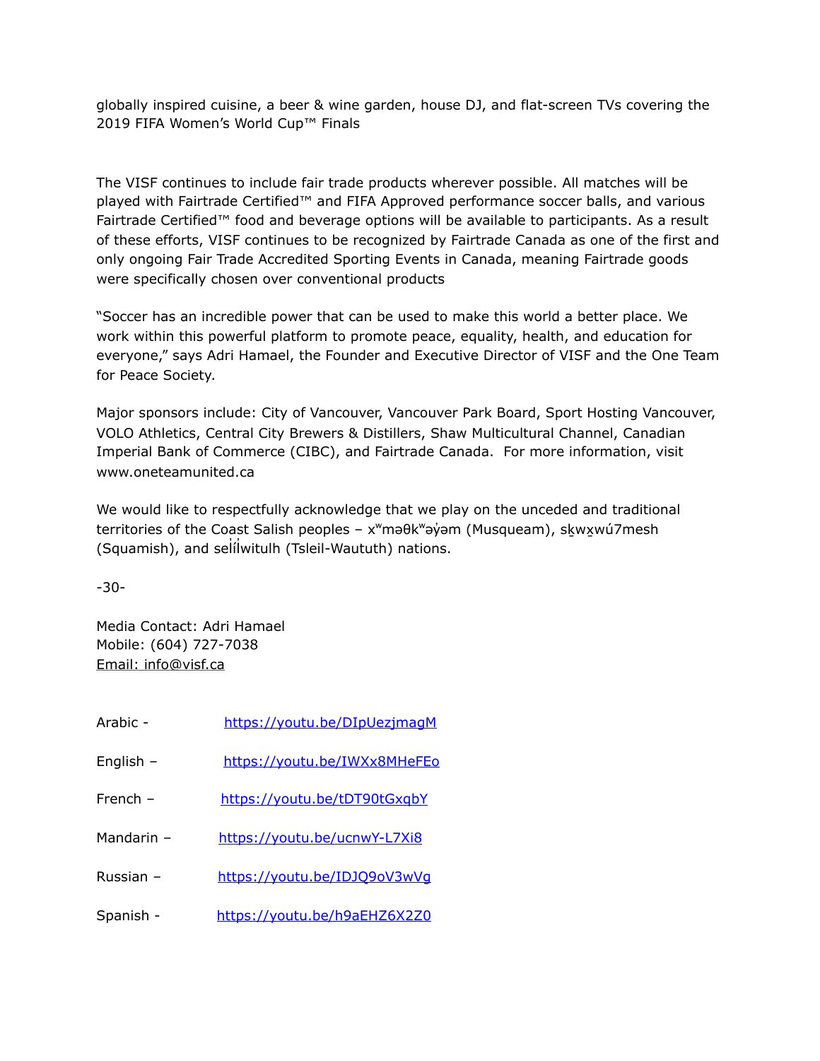globally inspired cuisine, a beer & wine garden, house DJ, and flat-screen TVs covering the 2019 FIFA Women's World Cup™ Finals

The VISF continues to include fair trade products wherever possible. All matches will be played with Fairtrade Certified™ and FIFA Approved performance soccer balls, and various Fairtrade Certified™ food and beverage options will be available to participants. As a result of these efforts, VISF continues to be recognized by Fairtrade Canada as one of the first and only ongoing Fair Trade Accredited Sporting Events in Canada, meaning Fairtrade goods were specifically chosen over conventional products

"Soccer has an incredible power that can be used to make this world a better place. We work within this powerful platform to promote peace, equality, health, and education for everyone," says Adri Hamael, the Founder and Executive Director of VISF and the One Team for Peace Society.

Major sponsors include: City of Vancouver, Vancouver Park Board, Sport Hosting Vancouver, VOLO Athletics, Central City Brewers & Distillers, Shaw Multicultural Channel, Canadian Imperial Bank of Commerce (CIBC), and Fairtrade Canada. For more information, visit www.oneteamunited.ca

We would like to respectfully acknowledge that we play on the unceded and traditional territories of the Coast Salish peoples – xʷməθkʷəy̓əm (Musqueam), sḵwx̱wú7mesh (Squamish), and səl̓ílwitulh (Tsleil-Waututh) nations.

-30-

Media Contact: Adri Hamael
Mobile: (604) 727-7038
Email: info@visf.ca

Arabic - https://youtu.be/DIpUezjmagM

English – https://youtu.be/IWXx8MHeFEo

French – https://youtu.be/tDT90tGxqbY

Mandarin – https://youtu.be/ucnwY-L7Xi8

Russian – https://youtu.be/IDJQ9oV3wVg

Spanish - https://youtu.be/h9aEHZ6X2Z0